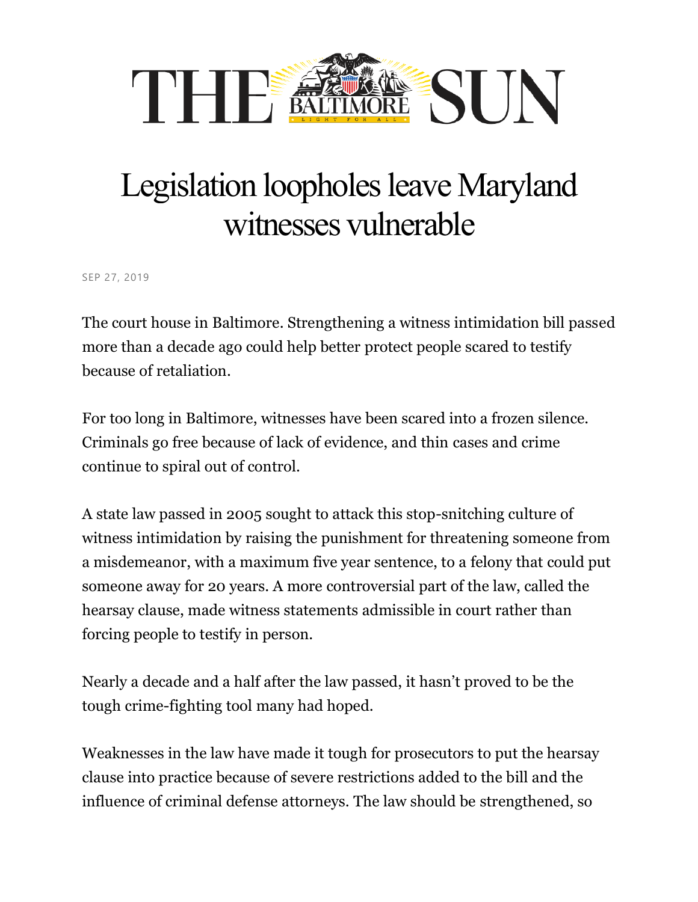# THE BALTIMORE SUN

## Legislation loopholes leave Maryland witnesses vulnerable

SEP 27, 2019

The court house in Baltimore. Strengthening a witness intimidation bill passed more than a decade ago could help better protect people scared to testify because of retaliation.

For too long in Baltimore, witnesses have been scared into a frozen silence. Criminals go free because of lack of evidence, and thin cases and crime continue to spiral out of control.

A state law passed in 2005 sought to attack this stop-snitching culture of witness intimidation by raising the punishment for threatening someone from a misdemeanor, with a maximum five year sentence, to a felony that could put someone away for 20 years. A more controversial part of the law, called the hearsay clause, made witness statements admissible in court rather than forcing people to testify in person.

Nearly a decade and a half after the law passed, it hasn't proved to be the tough crime-fighting tool many had hoped.

Weaknesses in the law have made it tough for prosecutors to put the hearsay clause into practice because of severe restrictions added to the bill and the influence of criminal defense attorneys. The law should be strengthened, so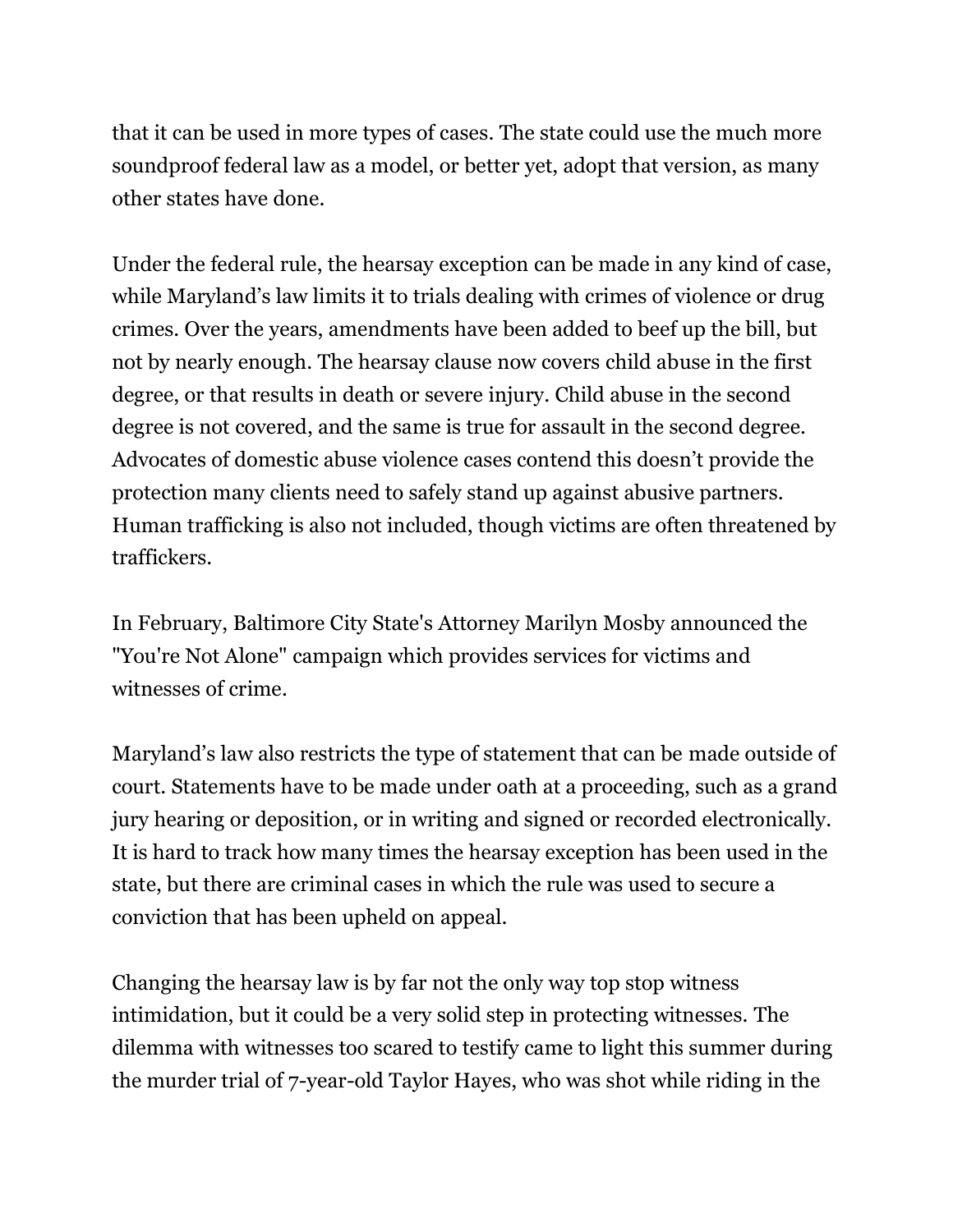that it can be used in more types of cases. The state could use the much more soundproof federal law as a model, or better yet, adopt that version, as many other states have done.

Under the federal rule, the hearsay exception can be made in any kind of case, while Maryland's law limits it to trials dealing with crimes of violence or drug crimes. Over the years, amendments have been added to beef up the bill, but not by nearly enough. The hearsay clause now covers child abuse in the first degree, or that results in death or severe injury. Child abuse in the second degree is not covered, and the same is true for assault in the second degree. Advocates of domestic abuse violence cases contend this doesn't provide the protection many clients need to safely stand up against abusive partners. Human trafficking is also not included, though victims are often threatened by traffickers.

In February, Baltimore City State's Attorney Marilyn Mosby announced the "You're Not Alone" campaign which provides services for victims and witnesses of crime.

Maryland's law also restricts the type of statement that can be made outside of court. Statements have to be made under oath at a proceeding, such as a grand jury hearing or deposition, or in writing and signed or recorded electronically. It is hard to track how many times the hearsay exception has been used in the state, but there are criminal cases in which the rule was used to secure a conviction that has been upheld on appeal.

Changing the hearsay law is by far not the only way top stop witness intimidation, but it could be a very solid step in protecting witnesses. The dilemma with witnesses too scared to testify came to light this summer during the murder trial of 7-year-old Taylor Hayes, who was shot while riding in the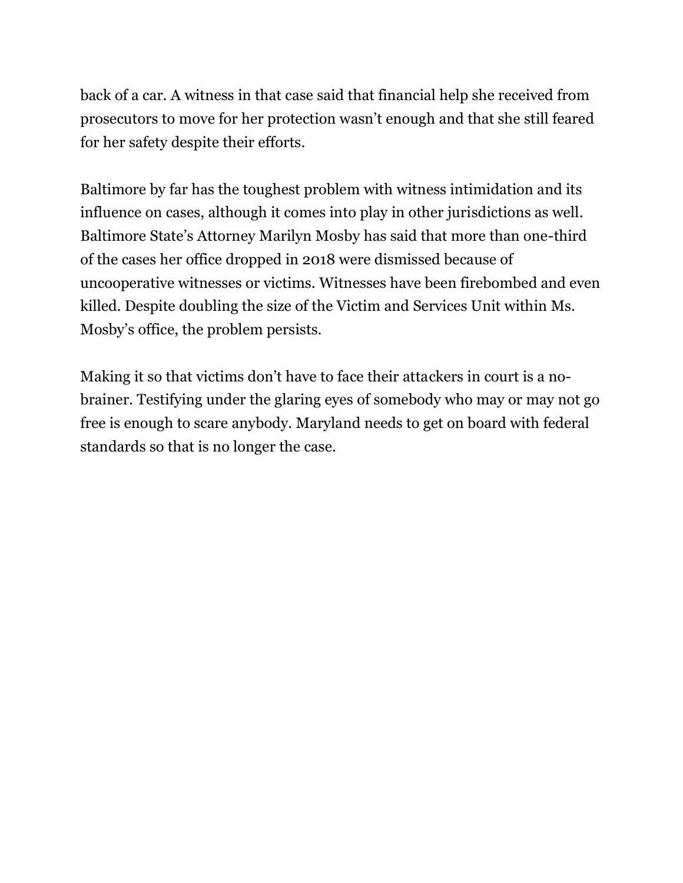back of a car. A witness in that case said that financial help she received from prosecutors to move for her protection wasn't enough and that she still feared for her safety despite their efforts.

Baltimore by far has the toughest problem with witness intimidation and its influence on cases, although it comes into play in other jurisdictions as well. Baltimore State's Attorney Marilyn Mosby has said that more than one-third of the cases her office dropped in 2018 were dismissed because of uncooperative witnesses or victims. Witnesses have been firebombed and even killed. Despite doubling the size of the Victim and Services Unit within Ms. Mosby's office, the problem persists.

Making it so that victims don't have to face their attackers in court is a no-brainer. Testifying under the glaring eyes of somebody who may or may not go free is enough to scare anybody. Maryland needs to get on board with federal standards so that is no longer the case.